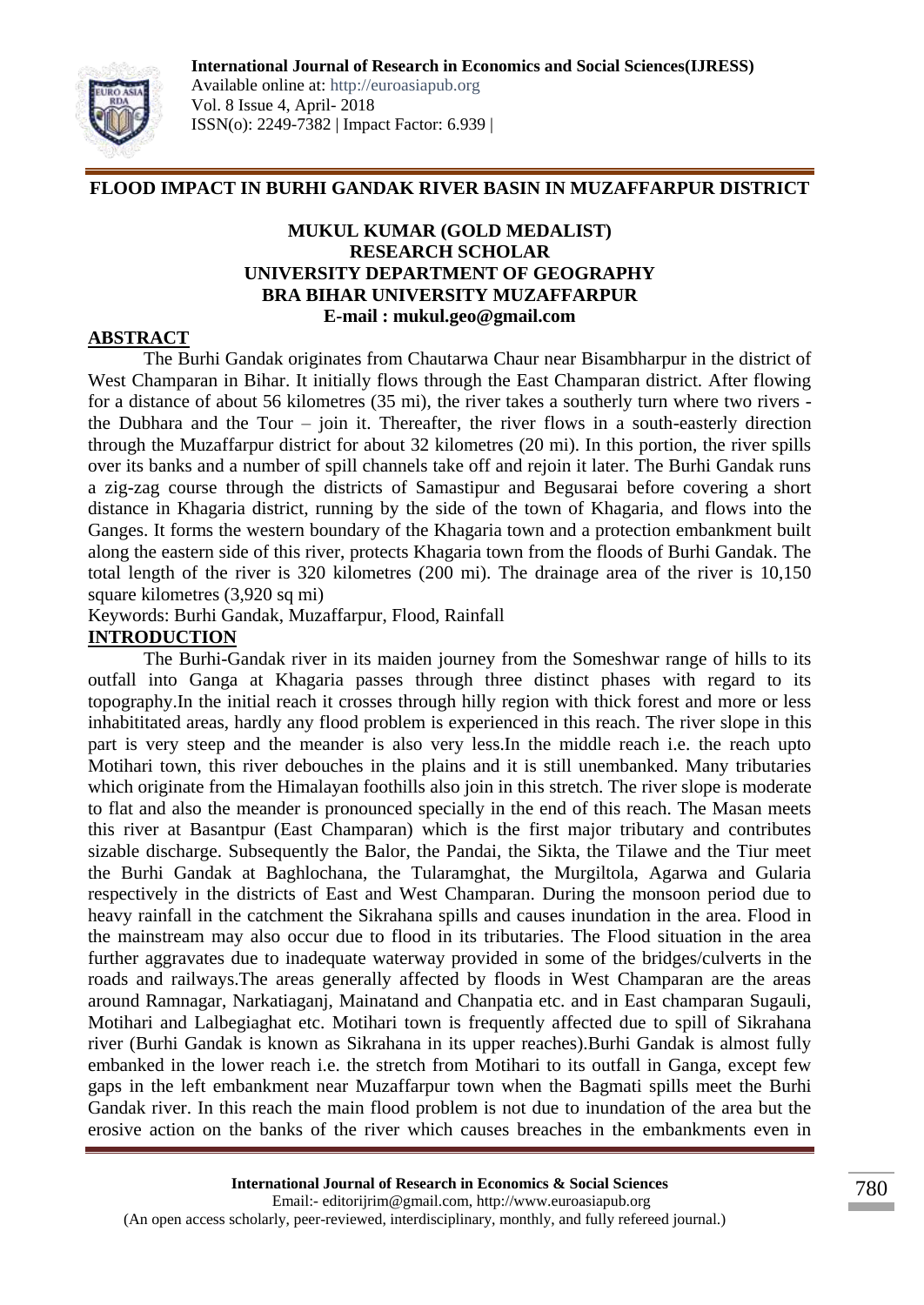# FLOOD IMPACT IN BURHI GANDAK RIVER BASIN IN MUZAFFARPUR DISTRICT

**MUKUL KUMAR (GOLD MEDALIST)**
**RESEARCH SCHOLAR**
**UNIVERSITY DEPARTMENT OF GEOGRAPHY**
**BRA BIHAR UNIVERSITY MUZAFFARPUR**
**E-mail : mukul.geo@gmail.com**

## ABSTRACT

The Burhi Gandak originates from Chautarwa Chaur near Bisambharpur in the district of West Champaran in Bihar. It initially flows through the East Champaran district. After flowing for a distance of about 56 kilometres (35 mi), the river takes a southerly turn where two rivers - the Dubhara and the Tour – join it. Thereafter, the river flows in a south-easterly direction through the Muzaffarpur district for about 32 kilometres (20 mi). In this portion, the river spills over its banks and a number of spill channels take off and rejoin it later. The Burhi Gandak runs a zig-zag course through the districts of Samastipur and Begusarai before covering a short distance in Khagaria district, running by the side of the town of Khagaria, and flows into the Ganges. It forms the western boundary of the Khagaria town and a protection embankment built along the eastern side of this river, protects Khagaria town from the floods of Burhi Gandak. The total length of the river is 320 kilometres (200 mi). The drainage area of the river is 10,150 square kilometres (3,920 sq mi)

Keywords: Burhi Gandak, Muzaffarpur, Flood, Rainfall

## INTRODUCTION

The Burhi-Gandak river in its maiden journey from the Someshwar range of hills to its outfall into Ganga at Khagaria passes through three distinct phases with regard to its topography.In the initial reach it crosses through hilly region with thick forest and more or less inhabititated areas, hardly any flood problem is experienced in this reach. The river slope in this part is very steep and the meander is also very less.In the middle reach i.e. the reach upto Motihari town, this river debouches in the plains and it is still unembanked. Many tributaries which originate from the Himalayan foothills also join in this stretch. The river slope is moderate to flat and also the meander is pronounced specially in the end of this reach. The Masan meets this river at Basantpur (East Champaran) which is the first major tributary and contributes sizable discharge. Subsequently the Balor, the Pandai, the Sikta, the Tilawe and the Tiur meet the Burhi Gandak at Baghlochana, the Tularamghat, the Murgiltola, Agarwa and Gularia respectively in the districts of East and West Champaran. During the monsoon period due to heavy rainfall in the catchment the Sikrahana spills and causes inundation in the area. Flood in the mainstream may also occur due to flood in its tributaries. The Flood situation in the area further aggravates due to inadequate waterway provided in some of the bridges/culverts in the roads and railways.The areas generally affected by floods in West Champaran are the areas around Ramnagar, Narkatiaganj, Mainatand and Chanpatia etc. and in East champaran Sugauli, Motihari and Lalbegiaghat etc. Motihari town is frequently affected due to spill of Sikrahana river (Burhi Gandak is known as Sikrahana in its upper reaches).Burhi Gandak is almost fully embanked in the lower reach i.e. the stretch from Motihari to its outfall in Ganga, except few gaps in the left embankment near Muzaffarpur town when the Bagmati spills meet the Burhi Gandak river. In this reach the main flood problem is not due to inundation of the area but the erosive action on the banks of the river which causes breaches in the embankments even in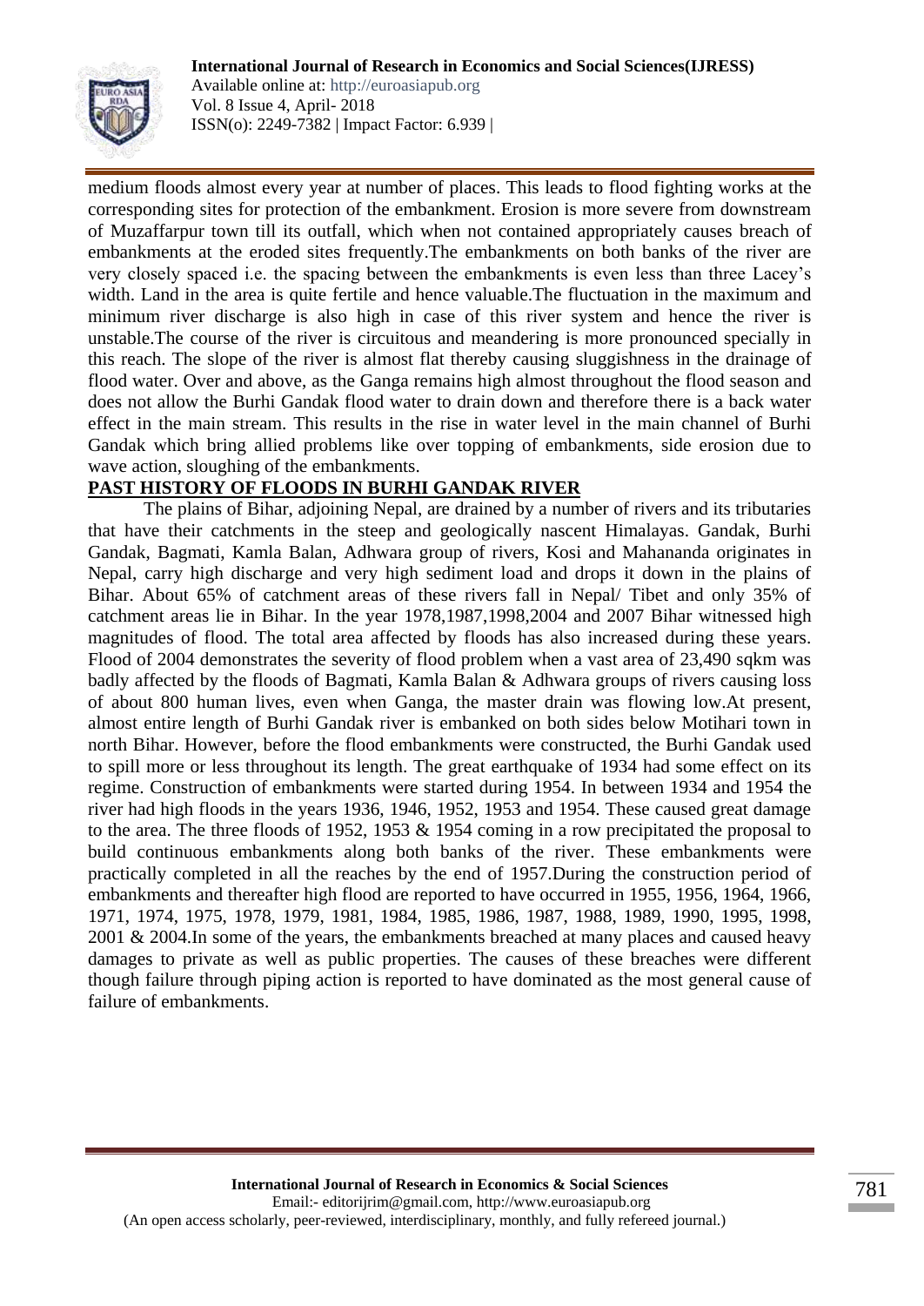medium floods almost every year at number of places. This leads to flood fighting works at the corresponding sites for protection of the embankment. Erosion is more severe from downstream of Muzaffarpur town till its outfall, which when not contained appropriately causes breach of embankments at the eroded sites frequently.The embankments on both banks of the river are very closely spaced i.e. the spacing between the embankments is even less than three Lacey's width. Land in the area is quite fertile and hence valuable.The fluctuation in the maximum and minimum river discharge is also high in case of this river system and hence the river is unstable.The course of the river is circuitous and meandering is more pronounced specially in this reach. The slope of the river is almost flat thereby causing sluggishness in the drainage of flood water. Over and above, as the Ganga remains high almost throughout the flood season and does not allow the Burhi Gandak flood water to drain down and therefore there is a back water effect in the main stream. This results in the rise in water level in the main channel of Burhi Gandak which bring allied problems like over topping of embankments, side erosion due to wave action, sloughing of the embankments.

## PAST HISTORY OF FLOODS IN BURHI GANDAK RIVER

The plains of Bihar, adjoining Nepal, are drained by a number of rivers and its tributaries that have their catchments in the steep and geologically nascent Himalayas. Gandak, Burhi Gandak, Bagmati, Kamla Balan, Adhwara group of rivers, Kosi and Mahananda originates in Nepal, carry high discharge and very high sediment load and drops it down in the plains of Bihar. About 65% of catchment areas of these rivers fall in Nepal/ Tibet and only 35% of catchment areas lie in Bihar. In the year 1978,1987,1998,2004 and 2007 Bihar witnessed high magnitudes of flood. The total area affected by floods has also increased during these years. Flood of 2004 demonstrates the severity of flood problem when a vast area of 23,490 sqkm was badly affected by the floods of Bagmati, Kamla Balan & Adhwara groups of rivers causing loss of about 800 human lives, even when Ganga, the master drain was flowing low.At present, almost entire length of Burhi Gandak river is embanked on both sides below Motihari town in north Bihar. However, before the flood embankments were constructed, the Burhi Gandak used to spill more or less throughout its length. The great earthquake of 1934 had some effect on its regime. Construction of embankments were started during 1954. In between 1934 and 1954 the river had high floods in the years 1936, 1946, 1952, 1953 and 1954. These caused great damage to the area. The three floods of 1952, 1953 & 1954 coming in a row precipitated the proposal to build continuous embankments along both banks of the river. These embankments were practically completed in all the reaches by the end of 1957.During the construction period of embankments and thereafter high flood are reported to have occurred in 1955, 1956, 1964, 1966, 1971, 1974, 1975, 1978, 1979, 1981, 1984, 1985, 1986, 1987, 1988, 1989, 1990, 1995, 1998, 2001 & 2004.In some of the years, the embankments breached at many places and caused heavy damages to private as well as public properties. The causes of these breaches were different though failure through piping action is reported to have dominated as the most general cause of failure of embankments.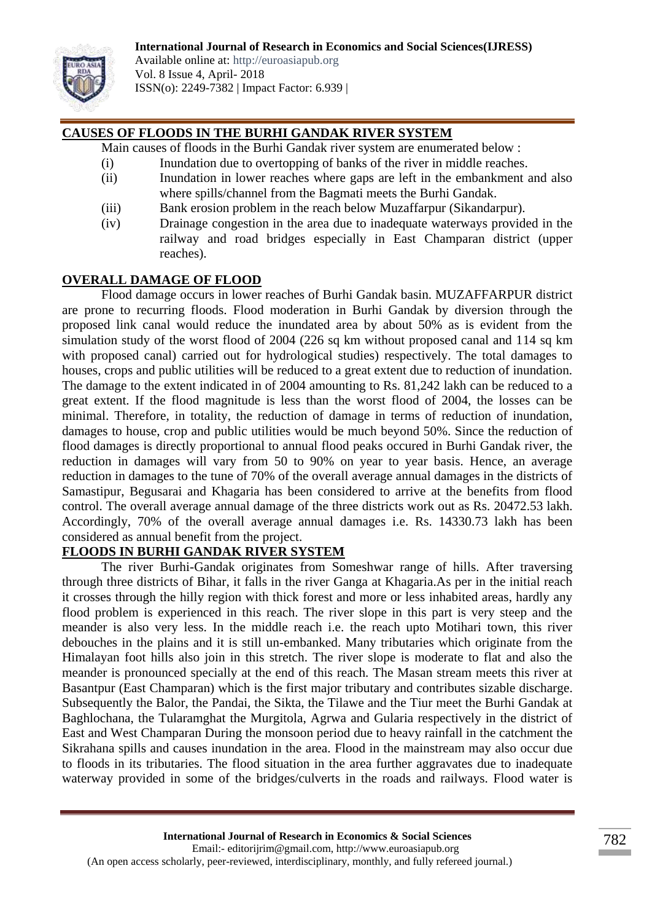## CAUSES OF FLOODS IN THE BURHI GANDAK RIVER SYSTEM

Main causes of floods in the Burhi Gandak river system are enumerated below :

(i) Inundation due to overtopping of banks of the river in middle reaches.

(ii) Inundation in lower reaches where gaps are left in the embankment and also where spills/channel from the Bagmati meets the Burhi Gandak.

(iii) Bank erosion problem in the reach below Muzaffarpur (Sikandarpur).

(iv) Drainage congestion in the area due to inadequate waterways provided in the railway and road bridges especially in East Champaran district (upper reaches).

## OVERALL DAMAGE OF FLOOD

Flood damage occurs in lower reaches of Burhi Gandak basin. MUZAFFARPUR district are prone to recurring floods. Flood moderation in Burhi Gandak by diversion through the proposed link canal would reduce the inundated area by about 50% as is evident from the simulation study of the worst flood of 2004 (226 sq km without proposed canal and 114 sq km with proposed canal) carried out for hydrological studies) respectively. The total damages to houses, crops and public utilities will be reduced to a great extent due to reduction of inundation. The damage to the extent indicated in of 2004 amounting to Rs. 81,242 lakh can be reduced to a great extent. If the flood magnitude is less than the worst flood of 2004, the losses can be minimal. Therefore, in totality, the reduction of damage in terms of reduction of inundation, damages to house, crop and public utilities would be much beyond 50%. Since the reduction of flood damages is directly proportional to annual flood peaks occured in Burhi Gandak river, the reduction in damages will vary from 50 to 90% on year to year basis. Hence, an average reduction in damages to the tune of 70% of the overall average annual damages in the districts of Samastipur, Begusarai and Khagaria has been considered to arrive at the benefits from flood control. The overall average annual damage of the three districts work out as Rs. 20472.53 lakh. Accordingly, 70% of the overall average annual damages i.e. Rs. 14330.73 lakh has been considered as annual benefit from the project.

## FLOODS IN BURHI GANDAK RIVER SYSTEM

The river Burhi-Gandak originates from Someshwar range of hills. After traversing through three districts of Bihar, it falls in the river Ganga at Khagaria.As per in the initial reach it crosses through the hilly region with thick forest and more or less inhabited areas, hardly any flood problem is experienced in this reach. The river slope in this part is very steep and the meander is also very less. In the middle reach i.e. the reach upto Motihari town, this river debouches in the plains and it is still un-embanked. Many tributaries which originate from the Himalayan foot hills also join in this stretch. The river slope is moderate to flat and also the meander is pronounced specially at the end of this reach. The Masan stream meets this river at Basantpur (East Champaran) which is the first major tributary and contributes sizable discharge. Subsequently the Balor, the Pandai, the Sikta, the Tilawe and the Tiur meet the Burhi Gandak at Baghlochana, the Tularamghat the Murgitola, Agrwa and Gularia respectively in the district of East and West Champaran During the monsoon period due to heavy rainfall in the catchment the Sikrahana spills and causes inundation in the area. Flood in the mainstream may also occur due to floods in its tributaries. The flood situation in the area further aggravates due to inadequate waterway provided in some of the bridges/culverts in the roads and railways. Flood water is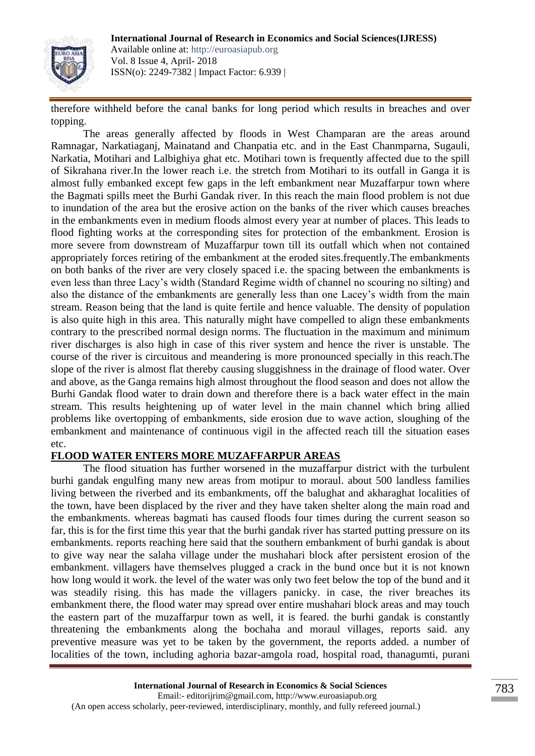therefore withheld before the canal banks for long period which results in breaches and over topping.

The areas generally affected by floods in West Champaran are the areas around Ramnagar, Narkatiaganj, Mainatand and Chanpatia etc. and in the East Chanmparna, Sugauli, Narkatia, Motihari and Lalbighiya ghat etc. Motihari town is frequently affected due to the spill of Sikrahana river.In the lower reach i.e. the stretch from Motihari to its outfall in Ganga it is almost fully embanked except few gaps in the left embankment near Muzaffarpur town where the Bagmati spills meet the Burhi Gandak river. In this reach the main flood problem is not due to inundation of the area but the erosive action on the banks of the river which causes breaches in the embankments even in medium floods almost every year at number of places. This leads to flood fighting works at the corresponding sites for protection of the embankment. Erosion is more severe from downstream of Muzaffarpur town till its outfall which when not contained appropriately forces retiring of the embankment at the eroded sites.frequently.The embankments on both banks of the river are very closely spaced i.e. the spacing between the embankments is even less than three Lacy's width (Standard Regime width of channel no scouring no silting) and also the distance of the embankments are generally less than one Lacey's width from the main stream. Reason being that the land is quite fertile and hence valuable. The density of population is also quite high in this area. This naturally might have compelled to align these embankments contrary to the prescribed normal design norms. The fluctuation in the maximum and minimum river discharges is also high in case of this river system and hence the river is unstable. The course of the river is circuitous and meandering is more pronounced specially in this reach.The slope of the river is almost flat thereby causing sluggishness in the drainage of flood water. Over and above, as the Ganga remains high almost throughout the flood season and does not allow the Burhi Gandak flood water to drain down and therefore there is a back water effect in the main stream. This results heightening up of water level in the main channel which bring allied problems like overtopping of embankments, side erosion due to wave action, sloughing of the embankment and maintenance of continuous vigil in the affected reach till the situation eases etc.

## FLOOD WATER ENTERS MORE MUZAFFARPUR AREAS

The flood situation has further worsened in the muzaffarpur district with the turbulent burhi gandak engulfing many new areas from motipur to moraul. about 500 landless families living between the riverbed and its embankments, off the balughat and akharaghat localities of the town, have been displaced by the river and they have taken shelter along the main road and the embankments. whereas bagmati has caused floods four times during the current season so far, this is for the first time this year that the burhi gandak river has started putting pressure on its embankments. reports reaching here said that the southern embankment of burhi gandak is about to give way near the salaha village under the mushahari block after persistent erosion of the embankment. villagers have themselves plugged a crack in the bund once but it is not known how long would it work. the level of the water was only two feet below the top of the bund and it was steadily rising. this has made the villagers panicky. in case, the river breaches its embankment there, the flood water may spread over entire mushahari block areas and may touch the eastern part of the muzaffarpur town as well, it is feared. the burhi gandak is constantly threatening the embankments along the bochaha and moraul villages, reports said. any preventive measure was yet to be taken by the government, the reports added. a number of localities of the town, including aghoria bazar-amgola road, hospital road, thanagumti, purani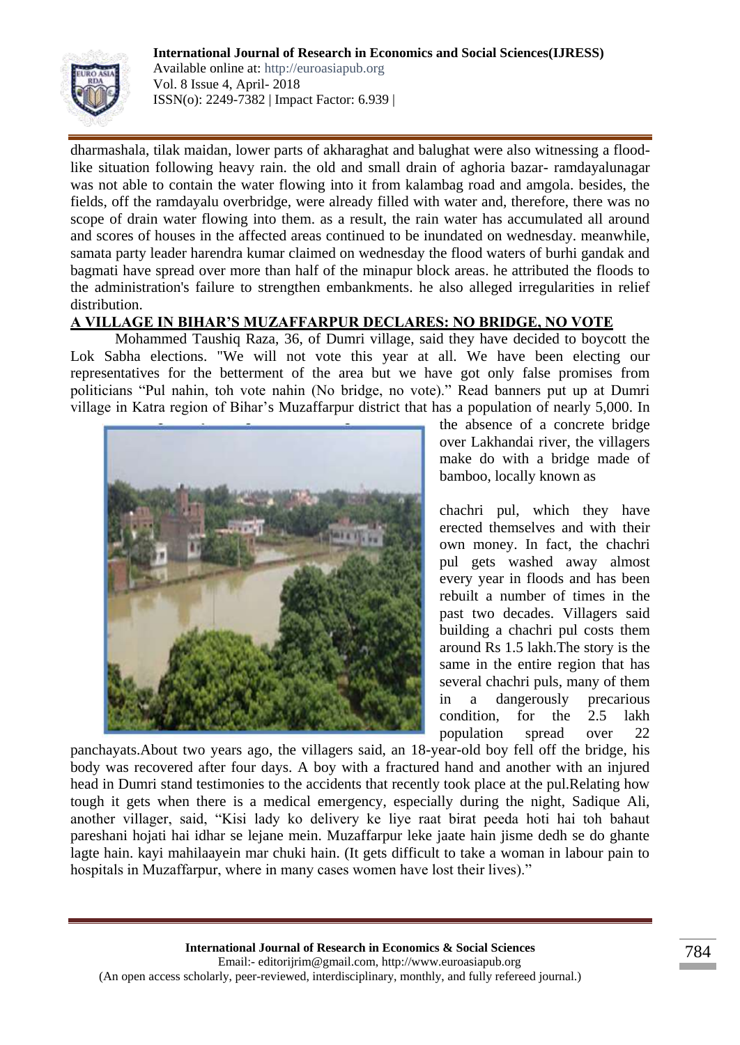dharmashala, tilak maidan, lower parts of akharaghat and balughat were also witnessing a flood-like situation following heavy rain. the old and small drain of aghoria bazar- ramdayalunagar was not able to contain the water flowing into it from kalambag road and amgola. besides, the fields, off the ramdayalu overbridge, were already filled with water and, therefore, there was no scope of drain water flowing into them. as a result, the rain water has accumulated all around and scores of houses in the affected areas continued to be inundated on wednesday. meanwhile, samata party leader harendra kumar claimed on wednesday the flood waters of burhi gandak and bagmati have spread over more than half of the minapur block areas. he attributed the floods to the administration's failure to strengthen embankments. he also alleged irregularities in relief distribution.

**A VILLAGE IN BIHAR'S MUZAFFARPUR DECLARES: NO BRIDGE, NO VOTE**

Mohammed Taushiq Raza, 36, of Dumri village, said they have decided to boycott the Lok Sabha elections. "We will not vote this year at all. We have been electing our representatives for the betterment of the area but we have got only false promises from politicians "Pul nahin, toh vote nahin (No bridge, no vote)." Read banners put up at Dumri village in Katra region of Bihar's Muzaffarpur district that has a population of nearly 5,000. In the absence of a concrete bridge over Lakhandai river, the villagers make do with a bridge made of bamboo, locally known as chachri pul, which they have erected themselves and with their own money. In fact, the chachri pul gets washed away almost every year in floods and has been rebuilt a number of times in the past two decades. Villagers said building a chachri pul costs them around Rs 1.5 lakh.The story is the same in the entire region that has several chachri puls, many of them in a dangerously precarious condition, for the 2.5 lakh population spread over 22 panchayats.About two years ago, the villagers said, an 18-year-old boy fell off the bridge, his body was recovered after four days. A boy with a fractured hand and another with an injured head in Dumri stand testimonies to the accidents that recently took place at the pul.Relating how tough it gets when there is a medical emergency, especially during the night, Sadique Ali, another villager, said, "Kisi lady ko delivery ke liye raat birat peeda hoti hai toh bahaut pareshani hojati hai idhar se lejane mein. Muzaffarpur leke jaate hain jisme dedh se do ghante lagte hain. kayi mahilaayein mar chuki hain. (It gets difficult to take a woman in labour pain to hospitals in Muzaffarpur, where in many cases women have lost their lives)."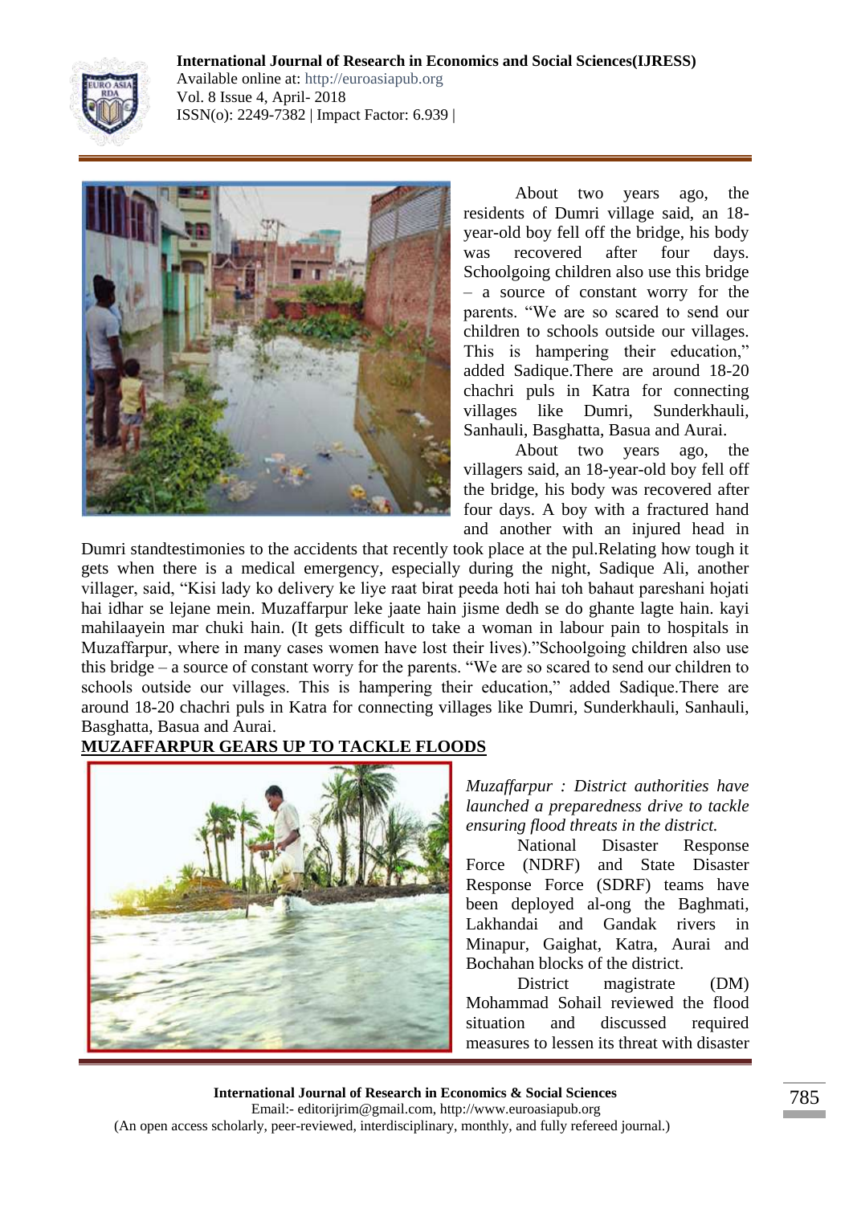About two years ago, the residents of Dumri village said, an 18-year-old boy fell off the bridge, his body was recovered after four days. Schoolgoing children also use this bridge – a source of constant worry for the parents. "We are so scared to send our children to schools outside our villages. This is hampering their education," added Sadique.There are around 18-20 chachri puls in Katra for connecting villages like Dumri, Sunderkhauli, Sanhauli, Basghatta, Basua and Aurai.

About two years ago, the villagers said, an 18-year-old boy fell off the bridge, his body was recovered after four days. A boy with a fractured hand and another with an injured head in Dumri standtestimonies to the accidents that recently took place at the pul.Relating how tough it gets when there is a medical emergency, especially during the night, Sadique Ali, another villager, said, "Kisi lady ko delivery ke liye raat birat peeda hoti hai toh bahaut pareshani hojati hai idhar se lejane mein. Muzaffarpur leke jaate hain jisme dedh se do ghante lagte hain. kayi mahilaayein mar chuki hain. (It gets difficult to take a woman in labour pain to hospitals in Muzaffarpur, where in many cases women have lost their lives)."Schoolgoing children also use this bridge – a source of constant worry for the parents. "We are so scared to send our children to schools outside our villages. This is hampering their education," added Sadique.There are around 18-20 chachri puls in Katra for connecting villages like Dumri, Sunderkhauli, Sanhauli, Basghatta, Basua and Aurai.

**MUZAFFARPUR GEARS UP TO TACKLE FLOODS**

*Muzaffarpur : District authorities have launched a preparedness drive to tackle ensuring flood threats in the district.*

National Disaster Response Force (NDRF) and State Disaster Response Force (SDRF) teams have been deployed al-ong the Baghmati, Lakhandai and Gandak rivers in Minapur, Gaighat, Katra, Aurai and Bochahan blocks of the district.

District magistrate (DM) Mohammad Sohail reviewed the flood situation and discussed required measures to lessen its threat with disaster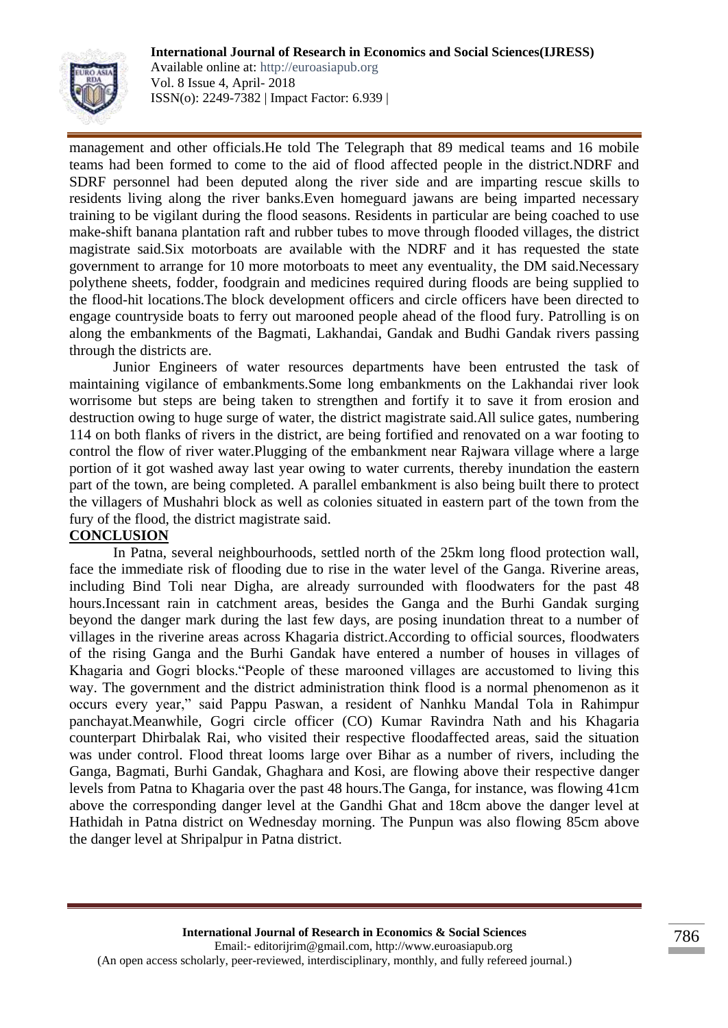management and other officials.He told The Telegraph that 89 medical teams and 16 mobile teams had been formed to come to the aid of flood affected people in the district.NDRF and SDRF personnel had been deputed along the river side and are imparting rescue skills to residents living along the river banks.Even homeguard jawans are being imparted necessary training to be vigilant during the flood seasons. Residents in particular are being coached to use make-shift banana plantation raft and rubber tubes to move through flooded villages, the district magistrate said.Six motorboats are available with the NDRF and it has requested the state government to arrange for 10 more motorboats to meet any eventuality, the DM said.Necessary polythene sheets, fodder, foodgrain and medicines required during floods are being supplied to the flood-hit locations.The block development officers and circle officers have been directed to engage countryside boats to ferry out marooned people ahead of the flood fury. Patrolling is on along the embankments of the Bagmati, Lakhandai, Gandak and Budhi Gandak rivers passing through the districts are.

Junior Engineers of water resources departments have been entrusted the task of maintaining vigilance of embankments.Some long embankments on the Lakhandai river look worrisome but steps are being taken to strengthen and fortify it to save it from erosion and destruction owing to huge surge of water, the district magistrate said.All sulice gates, numbering 114 on both flanks of rivers in the district, are being fortified and renovated on a war footing to control the flow of river water.Plugging of the embankment near Rajwara village where a large portion of it got washed away last year owing to water currents, thereby inundation the eastern part of the town, are being completed. A parallel embankment is also being built there to protect the villagers of Mushahri block as well as colonies situated in eastern part of the town from the fury of the flood, the district magistrate said.

## CONCLUSION

In Patna, several neighbourhoods, settled north of the 25km long flood protection wall, face the immediate risk of flooding due to rise in the water level of the Ganga. Riverine areas, including Bind Toli near Digha, are already surrounded with floodwaters for the past 48 hours.Incessant rain in catchment areas, besides the Ganga and the Burhi Gandak surging beyond the danger mark during the last few days, are posing inundation threat to a number of villages in the riverine areas across Khagaria district.According to official sources, floodwaters of the rising Ganga and the Burhi Gandak have entered a number of houses in villages of Khagaria and Gogri blocks."People of these marooned villages are accustomed to living this way. The government and the district administration think flood is a normal phenomenon as it occurs every year," said Pappu Paswan, a resident of Nanhku Mandal Tola in Rahimpur panchayat.Meanwhile, Gogri circle officer (CO) Kumar Ravindra Nath and his Khagaria counterpart Dhirbalak Rai, who visited their respective floodaffected areas, said the situation was under control. Flood threat looms large over Bihar as a number of rivers, including the Ganga, Bagmati, Burhi Gandak, Ghaghara and Kosi, are flowing above their respective danger levels from Patna to Khagaria over the past 48 hours.The Ganga, for instance, was flowing 41cm above the corresponding danger level at the Gandhi Ghat and 18cm above the danger level at Hathidah in Patna district on Wednesday morning. The Punpun was also flowing 85cm above the danger level at Shripalpur in Patna district.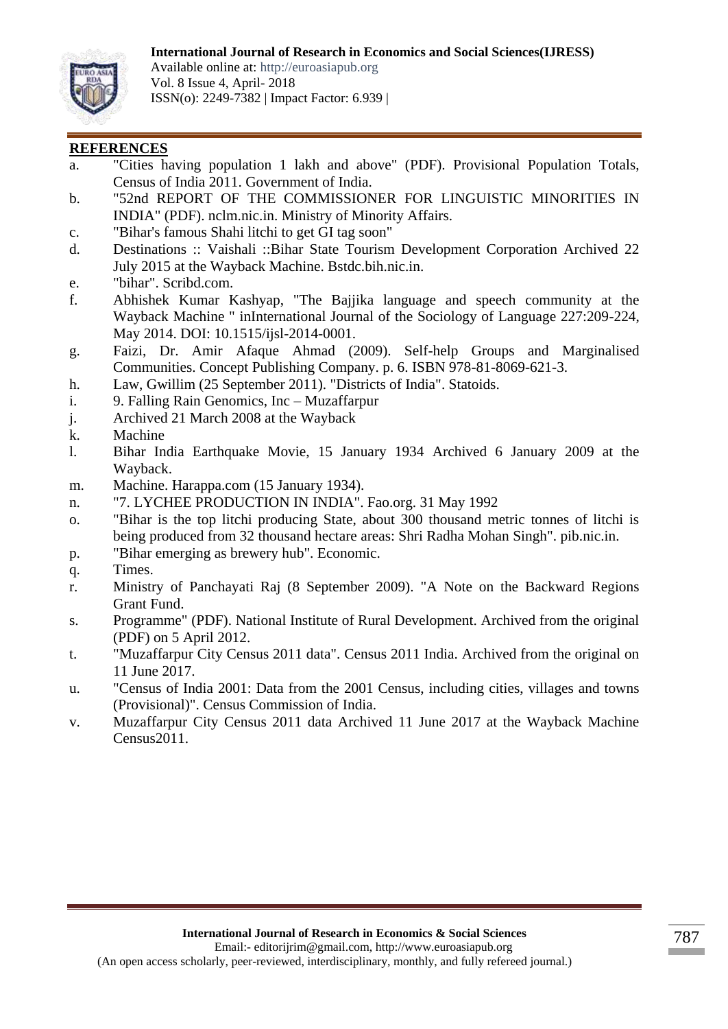## REFERENCES

a. "Cities having population 1 lakh and above" (PDF). Provisional Population Totals, Census of India 2011. Government of India.
b. "52nd REPORT OF THE COMMISSIONER FOR LINGUISTIC MINORITIES IN INDIA" (PDF). nclm.nic.in. Ministry of Minority Affairs.
c. "Bihar's famous Shahi litchi to get GI tag soon"
d. Destinations :: Vaishali ::Bihar State Tourism Development Corporation Archived 22 July 2015 at the Wayback Machine. Bstdc.bih.nic.in.
e. "bihar". Scribd.com.
f. Abhishek Kumar Kashyap, "The Bajjika language and speech community at the Wayback Machine " inInternational Journal of the Sociology of Language 227:209-224, May 2014. DOI: 10.1515/ijsl-2014-0001.
g. Faizi, Dr. Amir Afaque Ahmad (2009). Self-help Groups and Marginalised Communities. Concept Publishing Company. p. 6. ISBN 978-81-8069-621-3.
h. Law, Gwillim (25 September 2011). "Districts of India". Statoids.
i. 9. Falling Rain Genomics, Inc – Muzaffarpur
j. Archived 21 March 2008 at the Wayback
k. Machine
l. Bihar India Earthquake Movie, 15 January 1934 Archived 6 January 2009 at the Wayback.
m. Machine. Harappa.com (15 January 1934).
n. "7. LYCHEE PRODUCTION IN INDIA". Fao.org. 31 May 1992
o. "Bihar is the top litchi producing State, about 300 thousand metric tonnes of litchi is being produced from 32 thousand hectare areas: Shri Radha Mohan Singh". pib.nic.in.
p. "Bihar emerging as brewery hub". Economic.
q. Times.
r. Ministry of Panchayati Raj (8 September 2009). "A Note on the Backward Regions Grant Fund.
s. Programme" (PDF). National Institute of Rural Development. Archived from the original (PDF) on 5 April 2012.
t. "Muzaffarpur City Census 2011 data". Census 2011 India. Archived from the original on 11 June 2017.
u. "Census of India 2001: Data from the 2001 Census, including cities, villages and towns (Provisional)". Census Commission of India.
v. Muzaffarpur City Census 2011 data Archived 11 June 2017 at the Wayback Machine Census2011.